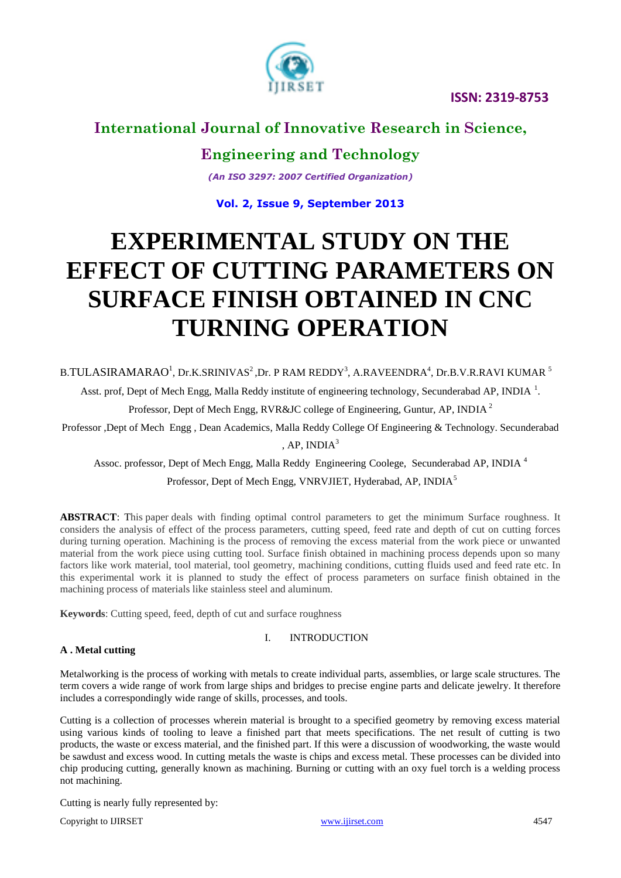# EXPERIMENTAL STUDY ON THE EFFECT OF CUTTING PARAMETERS ON SURFACE FINISH OBTAINED IN CNC TURNING OPERATION

B.TULASIRAMARAO[1], Dr.K.SRINIVAS[2] ,Dr. P RAM REDDY[3], A.RAVEENDRA[4], Dr.B.V.R.RAVI KUMAR [5]

Asst. prof, Dept of Mech Engg, Malla Reddy institute of engineering technology, Secunderabad AP, INDIA [1].

Professor, Dept of Mech Engg, RVR&JC college of Engineering, Guntur, AP, INDIA [2]

Professor ,Dept of Mech Engg , Dean Academics, Malla Reddy College Of Engineering & Technology. Secunderabad , AP, INDIA[3]

Assoc. professor, Dept of Mech Engg, Malla Reddy Engineering Coolege, Secunderabad AP, INDIA [4]

Professor, Dept of Mech Engg, VNRVJIET, Hyderabad, AP, INDIA[5]

**ABSTRACT**: This paper deals with finding optimal control parameters to get the minimum Surface roughness. It considers the analysis of effect of the process parameters, cutting speed, feed rate and depth of cut on cutting forces during turning operation. Machining is the process of removing the excess material from the work piece or unwanted material from the work piece using cutting tool. Surface finish obtained in machining process depends upon so many factors like work material, tool material, tool geometry, machining conditions, cutting fluids used and feed rate etc. In this experimental work it is planned to study the effect of process parameters on surface finish obtained in the machining process of materials like stainless steel and aluminum.

**Keywords**: Cutting speed, feed, depth of cut and surface roughness

## I. INTRODUCTION

### A . Metal cutting

Metalworking is the process of working with metals to create individual parts, assemblies, or large scale structures. The term covers a wide range of work from large ships and bridges to precise engine parts and delicate jewelry. It therefore includes a correspondingly wide range of skills, processes, and tools.

Cutting is a collection of processes wherein material is brought to a specified geometry by removing excess material using various kinds of tooling to leave a finished part that meets specifications. The net result of cutting is two products, the waste or excess material, and the finished part. If this were a discussion of woodworking, the waste would be sawdust and excess wood. In cutting metals the waste is chips and excess metal. These processes can be divided into chip producing cutting, generally known as machining. Burning or cutting with an oxy fuel torch is a welding process not machining.

Cutting is nearly fully represented by: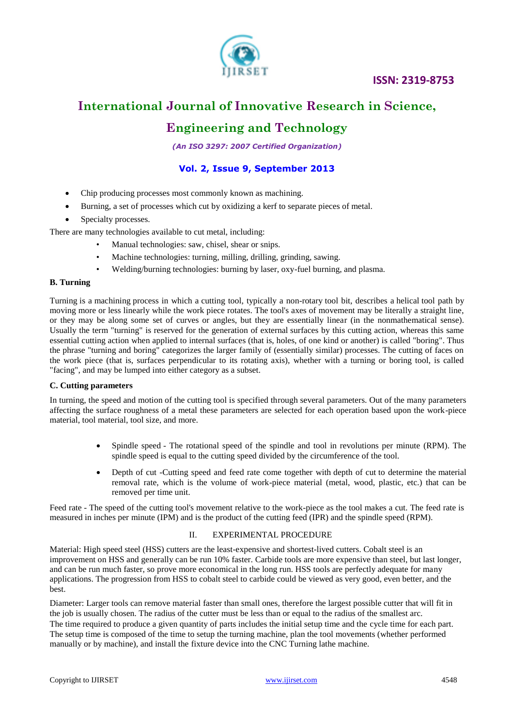- Chip producing processes most commonly known as machining.
- Burning, a set of processes which cut by oxidizing a kerf to separate pieces of metal.
- Specialty processes.

There are many technologies available to cut metal, including:

- Manual technologies: saw, chisel, shear or snips.
- Machine technologies: turning, milling, drilling, grinding, sawing.
- Welding/burning technologies: burning by laser, oxy-fuel burning, and plasma.

**B. Turning**

Turning is a machining process in which a cutting tool, typically a non-rotary tool bit, describes a helical tool path by moving more or less linearly while the work piece rotates. The tool's axes of movement may be literally a straight line, or they may be along some set of curves or angles, but they are essentially linear (in the nonmathematical sense). Usually the term "turning" is reserved for the generation of external surfaces by this cutting action, whereas this same essential cutting action when applied to internal surfaces (that is, holes, of one kind or another) is called "boring". Thus the phrase "turning and boring" categorizes the larger family of (essentially similar) processes. The cutting of faces on the work piece (that is, surfaces perpendicular to its rotating axis), whether with a turning or boring tool, is called "facing", and may be lumped into either category as a subset.

**C. Cutting parameters**

In turning, the speed and motion of the cutting tool is specified through several parameters. Out of the many parameters affecting the surface roughness of a metal these parameters are selected for each operation based upon the work-piece material, tool material, tool size, and more.

- Spindle speed - The rotational speed of the spindle and tool in revolutions per minute (RPM). The spindle speed is equal to the cutting speed divided by the circumference of the tool.
- Depth of cut -Cutting speed and feed rate come together with depth of cut to determine the material removal rate, which is the volume of work-piece material (metal, wood, plastic, etc.) that can be removed per time unit.

Feed rate - The speed of the cutting tool's movement relative to the work-piece as the tool makes a cut. The feed rate is measured in inches per minute (IPM) and is the product of the cutting feed (IPR) and the spindle speed (RPM).

## II. EXPERIMENTAL PROCEDURE

Material: High speed steel (HSS) cutters are the least-expensive and shortest-lived cutters. Cobalt steel is an improvement on HSS and generally can be run 10% faster. Carbide tools are more expensive than steel, but last longer, and can be run much faster, so prove more economical in the long run. HSS tools are perfectly adequate for many applications. The progression from HSS to cobalt steel to carbide could be viewed as very good, even better, and the best.

Diameter: Larger tools can remove material faster than small ones, therefore the largest possible cutter that will fit in the job is usually chosen. The radius of the cutter must be less than or equal to the radius of the smallest arc.
The time required to produce a given quantity of parts includes the initial setup time and the cycle time for each part. The setup time is composed of the time to setup the turning machine, plan the tool movements (whether performed manually or by machine), and install the fixture device into the CNC Turning lathe machine.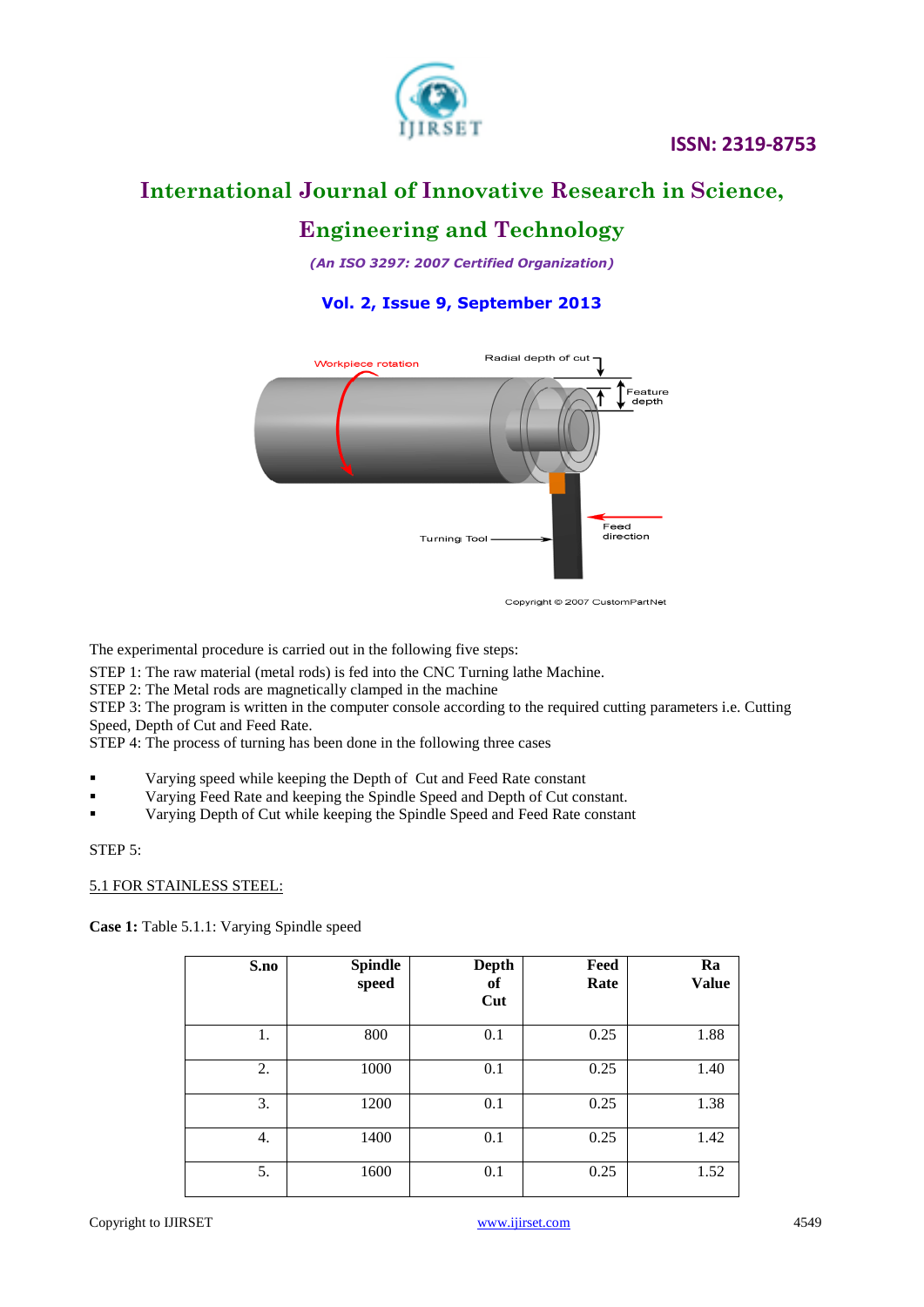The experimental procedure is carried out in the following five steps:

STEP 1: The raw material (metal rods) is fed into the CNC Turning lathe Machine.
STEP 2: The Metal rods are magnetically clamped in the machine
STEP 3: The program is written in the computer console according to the required cutting parameters i.e. Cutting Speed, Depth of Cut and Feed Rate.
STEP 4: The process of turning has been done in the following three cases

- Varying speed while keeping the Depth of Cut and Feed Rate constant
- Varying Feed Rate and keeping the Spindle Speed and Depth of Cut constant.
- Varying Depth of Cut while keeping the Spindle Speed and Feed Rate constant

STEP 5:

5.1 FOR STAINLESS STEEL:

**Case 1:** Table 5.1.1: Varying Spindle speed

| S.no | Spindle speed | Depth of Cut | Feed Rate | Ra Value |
|---|---|---|---|---|
| 1. | 800 | 0.1 | 0.25 | 1.88 |
| 2. | 1000 | 0.1 | 0.25 | 1.40 |
| 3. | 1200 | 0.1 | 0.25 | 1.38 |
| 4. | 1400 | 0.1 | 0.25 | 1.42 |
| 5. | 1600 | 0.1 | 0.25 | 1.52 |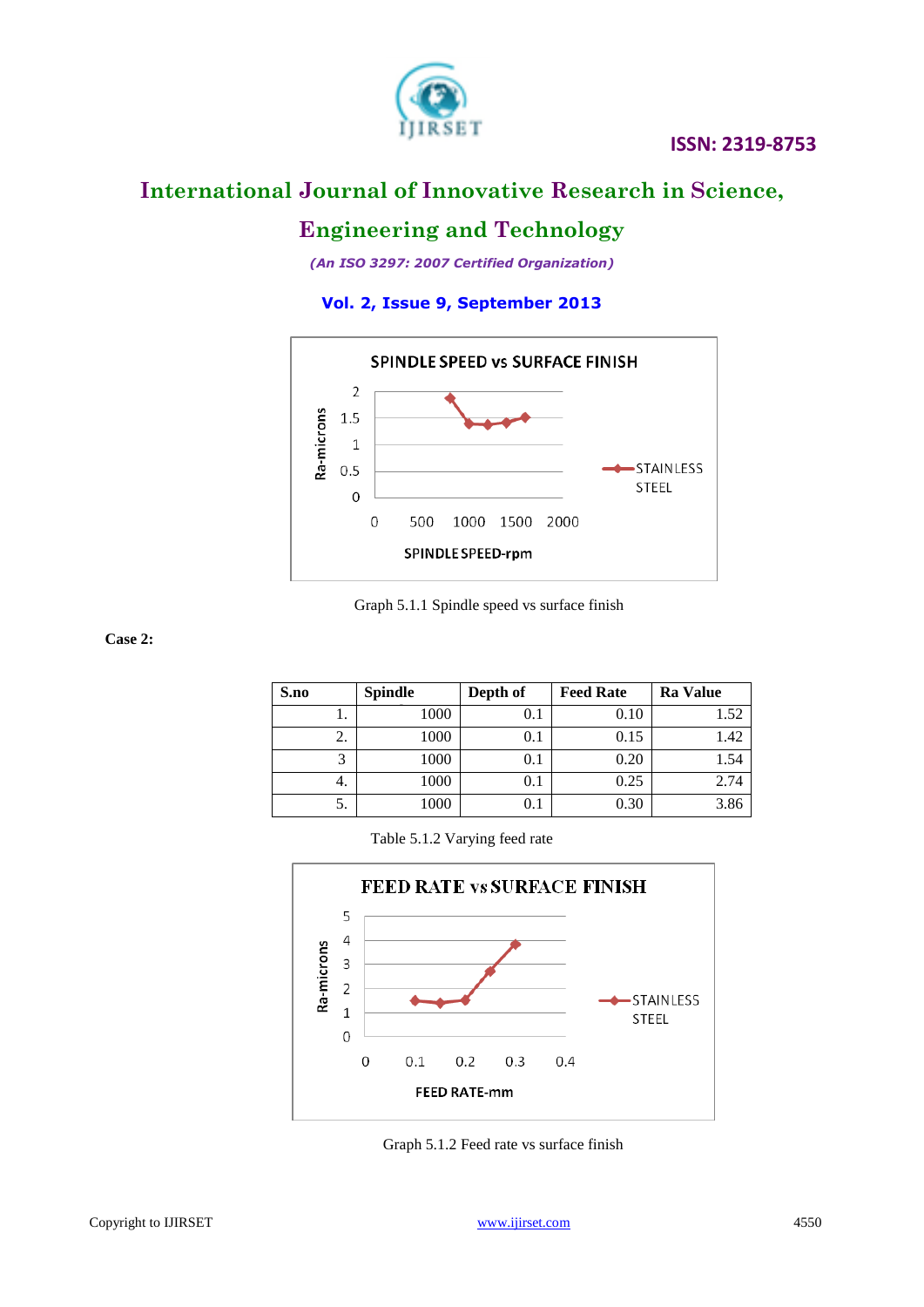Graph 5.1.1 Spindle speed vs surface finish

**Case 2:**

| S.no | Spindle | Depth of | Feed Rate | Ra Value |
|---|---|---|---|---|
| 1. | 1000 | 0.1 | 0.10 | 1.52 |
| 2. | 1000 | 0.1 | 0.15 | 1.42 |
| 3 | 1000 | 0.1 | 0.20 | 1.54 |
| 4. | 1000 | 0.1 | 0.25 | 2.74 |
| 5. | 1000 | 0.1 | 0.30 | 3.86 |

Table 5.1.2 Varying feed rate

Graph 5.1.2 Feed rate vs surface finish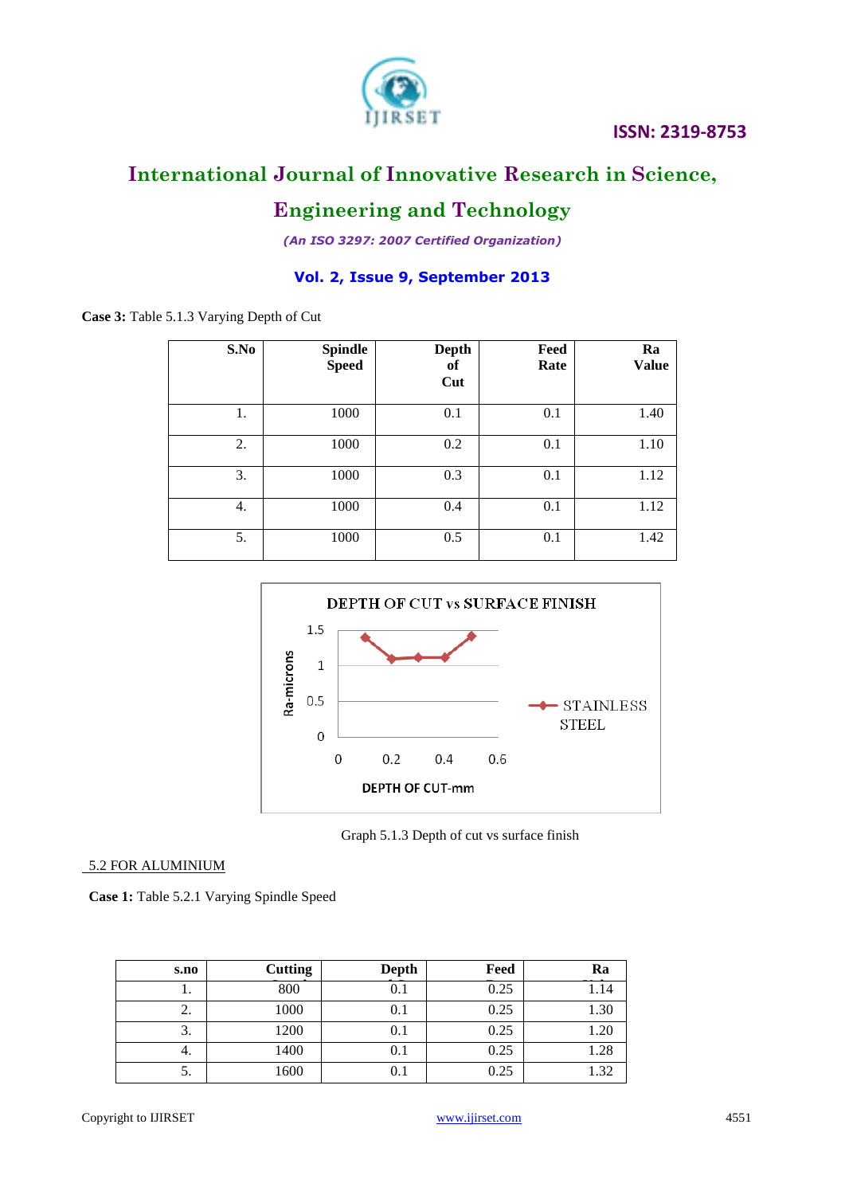**Case 3:** Table 5.1.3 Varying Depth of Cut

| S.No | Spindle Speed | Depth of Cut | Feed Rate | Ra Value |
|---|---|---|---|---|
| 1. | 1000 | 0.1 | 0.1 | 1.40 |
| 2. | 1000 | 0.2 | 0.1 | 1.10 |
| 3. | 1000 | 0.3 | 0.1 | 1.12 |
| 4. | 1000 | 0.4 | 0.1 | 1.12 |
| 5. | 1000 | 0.5 | 0.1 | 1.42 |

Graph 5.1.3 Depth of cut vs surface finish

## 5.2 FOR ALUMINIUM

**Case 1:** Table 5.2.1 Varying Spindle Speed

| s.no | Cutting | Depth | Feed | Ra |
|---|---|---|---|---|
| 1. | 800 | 0.1 | 0.25 | 1.14 |
| 2. | 1000 | 0.1 | 0.25 | 1.30 |
| 3. | 1200 | 0.1 | 0.25 | 1.20 |
| 4. | 1400 | 0.1 | 0.25 | 1.28 |
| 5. | 1600 | 0.1 | 0.25 | 1.32 |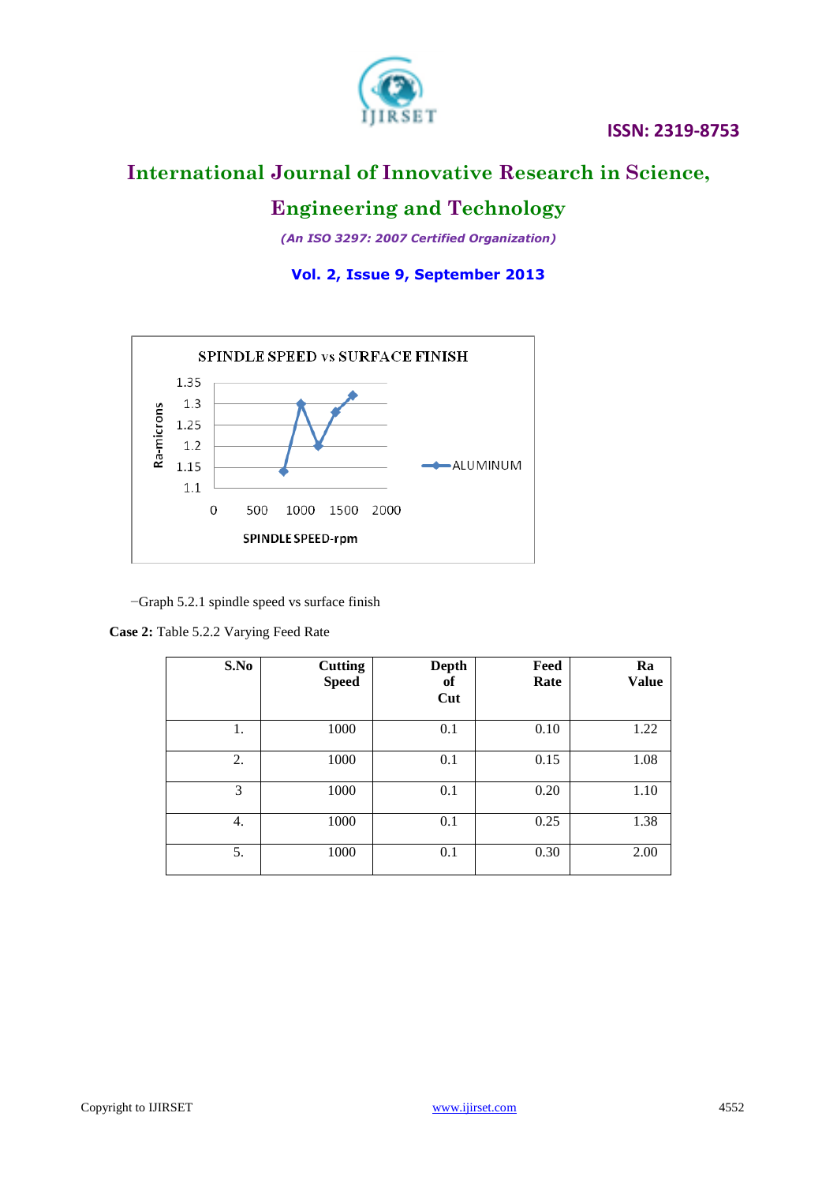−Graph 5.2.1 spindle speed vs surface finish

**Case 2:** Table 5.2.2 Varying Feed Rate

| S.No | Cutting Speed | Depth of Cut | Feed Rate | Ra Value |
|---|---|---|---|---|
| 1. | 1000 | 0.1 | 0.10 | 1.22 |
| 2. | 1000 | 0.1 | 0.15 | 1.08 |
| 3 | 1000 | 0.1 | 0.20 | 1.10 |
| 4. | 1000 | 0.1 | 0.25 | 1.38 |
| 5. | 1000 | 0.1 | 0.30 | 2.00 |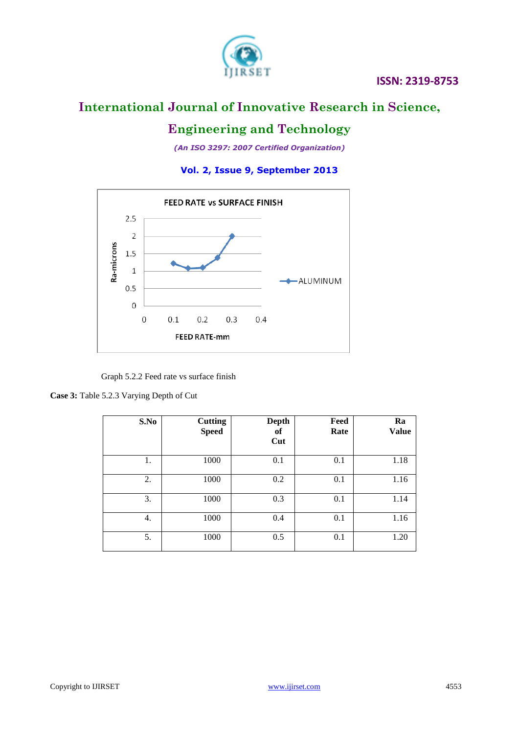Graph 5.2.2 Feed rate vs surface finish

**Case 3:** Table 5.2.3 Varying Depth of Cut

| S.No | Cutting Speed | Depth of Cut | Feed Rate | Ra Value |
|---|---|---|---|---|
| 1. | 1000 | 0.1 | 0.1 | 1.18 |
| 2. | 1000 | 0.2 | 0.1 | 1.16 |
| 3. | 1000 | 0.3 | 0.1 | 1.14 |
| 4. | 1000 | 0.4 | 0.1 | 1.16 |
| 5. | 1000 | 0.5 | 0.1 | 1.20 |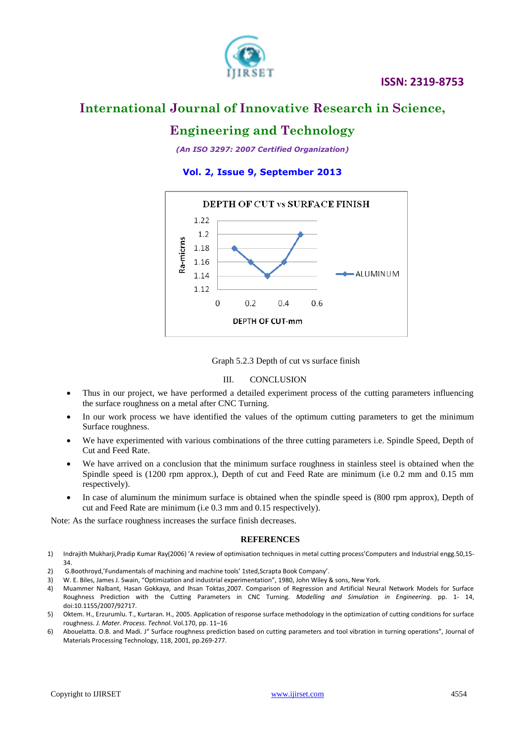Graph 5.2.3 Depth of cut vs surface finish

## III. CONCLUSION

- Thus in our project, we have performed a detailed experiment process of the cutting parameters influencing the surface roughness on a metal after CNC Turning.
- In our work process we have identified the values of the optimum cutting parameters to get the minimum Surface roughness.
- We have experimented with various combinations of the three cutting parameters i.e. Spindle Speed, Depth of Cut and Feed Rate.
- We have arrived on a conclusion that the minimum surface roughness in stainless steel is obtained when the Spindle speed is (1200 rpm approx.), Depth of cut and Feed Rate are minimum (i.e 0.2 mm and 0.15 mm respectively).
- In case of aluminum the minimum surface is obtained when the spindle speed is (800 rpm approx), Depth of cut and Feed Rate are minimum (i.e 0.3 mm and 0.15 respectively).

Note: As the surface roughness increases the surface finish decreases.

## REFERENCES

1) Indrajith Mukharji,Pradip Kumar Ray(2006) 'A review of optimisation techniques in metal cutting process'Computers and Industrial engg.50,15-34.
2) G.Boothroyd,'Fundamentals of machining and machine tools' 1sted,Scrapta Book Company'.
3) W. E. Biles, James J. Swain, "Optimization and industrial experimentation", 1980, John Wiley & sons, New York.
4) Muammer Nalbant, Hasan Gokkaya, and Ihsan Toktas¸2007. Comparison of Regression and Artificial Neural Network Models for Surface Roughness Prediction with the Cutting Parameters in CNC Turning. *Modelling and Simulation in Engineering*. pp. 1- 14, doi:10.1155/2007/92717.
5) Oktem. H., Erzurumlu. T., Kurtaran. H., 2005. Application of response surface methodology in the optimization of cutting conditions for surface roughness. *J. Mater. Process. Technol*. Vol.170, pp. 11–16
6) Abouelatta. O.B. and Madi. J" Surface roughness prediction based on cutting parameters and tool vibration in turning operations", Journal of Materials Processing Technology, 118, 2001, pp.269-277.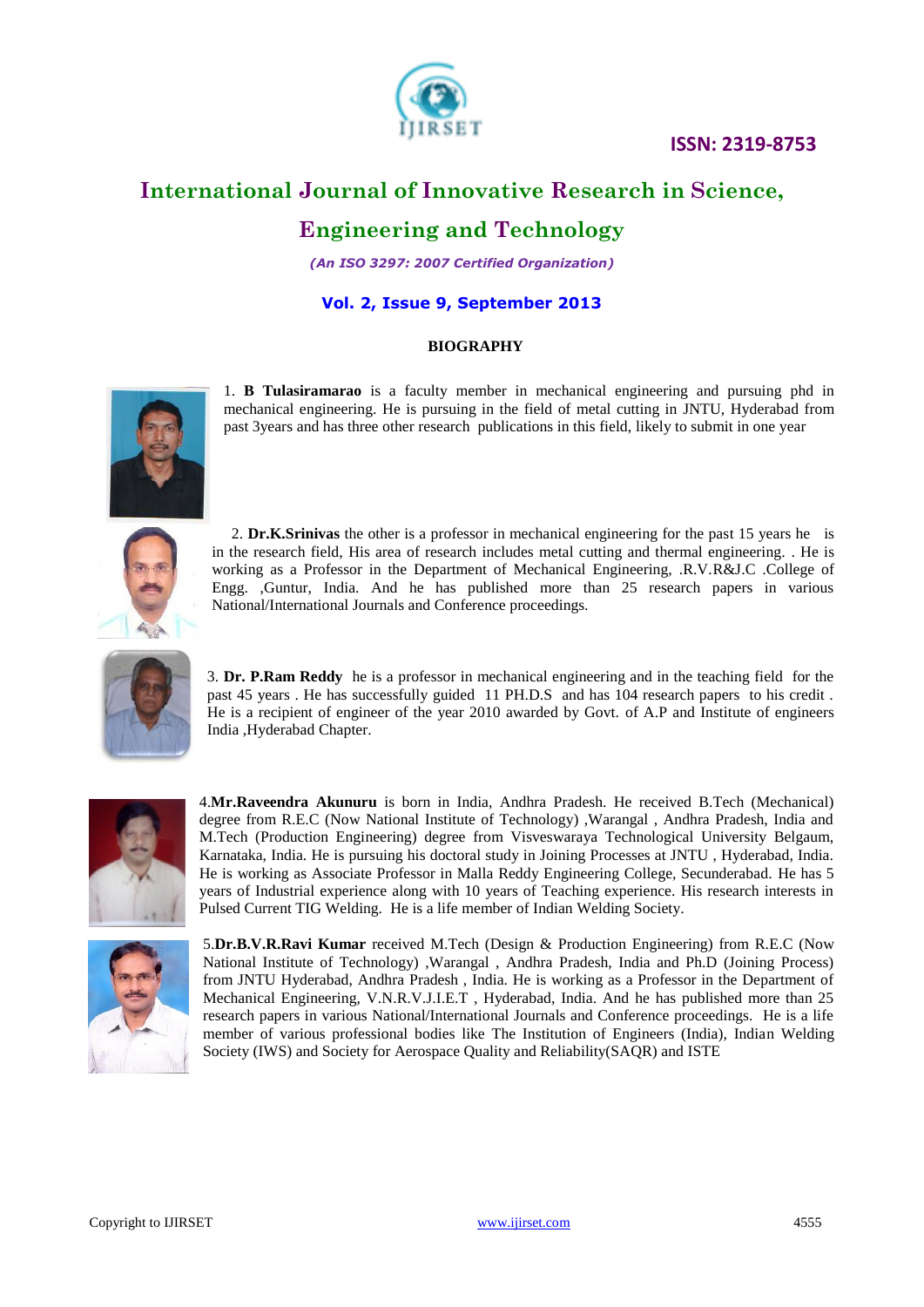## BIOGRAPHY

1. **B Tulasiramarao** is a faculty member in mechanical engineering and pursuing phd in mechanical engineering. He is pursuing in the field of metal cutting in JNTU, Hyderabad from past 3years and has three other research publications in this field, likely to submit in one year

2. **Dr.K.Srinivas** the other is a professor in mechanical engineering for the past 15 years he is in the research field, His area of research includes metal cutting and thermal engineering. . He is working as a Professor in the Department of Mechanical Engineering, .R.V.R&J.C .College of Engg. ,Guntur, India. And he has published more than 25 research papers in various National/International Journals and Conference proceedings.

3. **Dr. P.Ram Reddy** he is a professor in mechanical engineering and in the teaching field for the past 45 years . He has successfully guided 11 PH.D.S and has 104 research papers to his credit . He is a recipient of engineer of the year 2010 awarded by Govt. of A.P and Institute of engineers India ,Hyderabad Chapter.

4.**Mr.Raveendra Akunuru** is born in India, Andhra Pradesh. He received B.Tech (Mechanical) degree from R.E.C (Now National Institute of Technology) ,Warangal , Andhra Pradesh, India and M.Tech (Production Engineering) degree from Visveswaraya Technological University Belgaum, Karnataka, India. He is pursuing his doctoral study in Joining Processes at JNTU , Hyderabad, India. He is working as Associate Professor in Malla Reddy Engineering College, Secunderabad. He has 5 years of Industrial experience along with 10 years of Teaching experience. His research interests in Pulsed Current TIG Welding. He is a life member of Indian Welding Society.

5.**Dr.B.V.R.Ravi Kumar** received M.Tech (Design & Production Engineering) from R.E.C (Now National Institute of Technology) ,Warangal , Andhra Pradesh, India and Ph.D (Joining Process) from JNTU Hyderabad, Andhra Pradesh , India. He is working as a Professor in the Department of Mechanical Engineering, V.N.R.V.J.I.E.T , Hyderabad, India. And he has published more than 25 research papers in various National/International Journals and Conference proceedings. He is a life member of various professional bodies like The Institution of Engineers (India), Indian Welding Society (IWS) and Society for Aerospace Quality and Reliability(SAQR) and ISTE